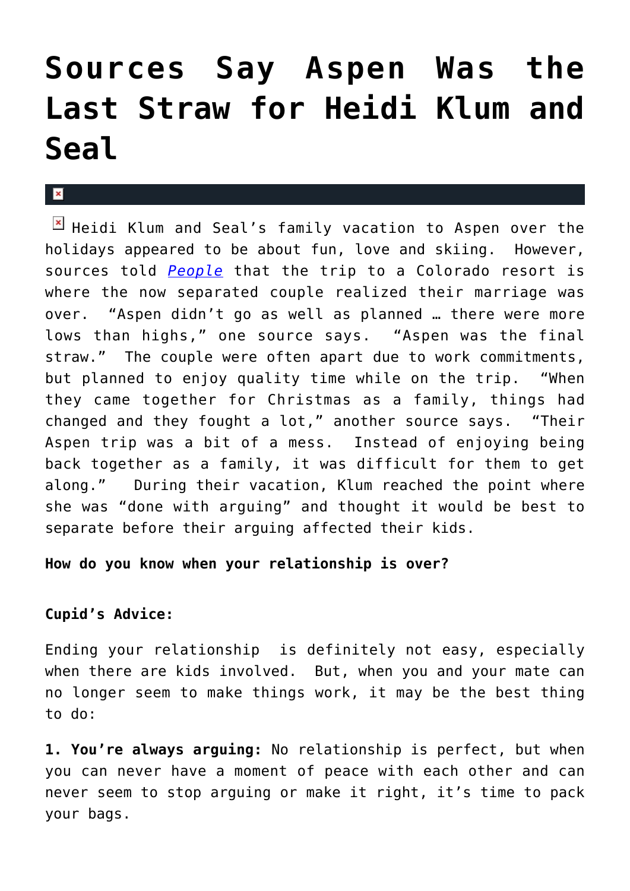# Sources Say Aspen Was the Last Straw for Heidi Klum and Seal

Heidi Klum and Seal's family vacation to Aspen over the holidays appeared to be about fun, love and skiing. However, sources told *People* that the trip to a Colorado resort is where the now separated couple realized their marriage was over. "Aspen didn't go as well as planned … there were more lows than highs," one source says. "Aspen was the final straw." The couple were often apart due to work commitments, but planned to enjoy quality time while on the trip. "When they came together for Christmas as a family, things had changed and they fought a lot," another source says. "Their Aspen trip was a bit of a mess. Instead of enjoying being back together as a family, it was difficult for them to get along." During their vacation, Klum reached the point where she was "done with arguing" and thought it would be best to separate before their arguing affected their kids.

**How do you know when your relationship is over?**

**Cupid's Advice:**

Ending your relationship is definitely not easy, especially when there are kids involved. But, when you and your mate can no longer seem to make things work, it may be the best thing to do:

**1. You're always arguing:** No relationship is perfect, but when you can never have a moment of peace with each other and can never seem to stop arguing or make it right, it's time to pack your bags.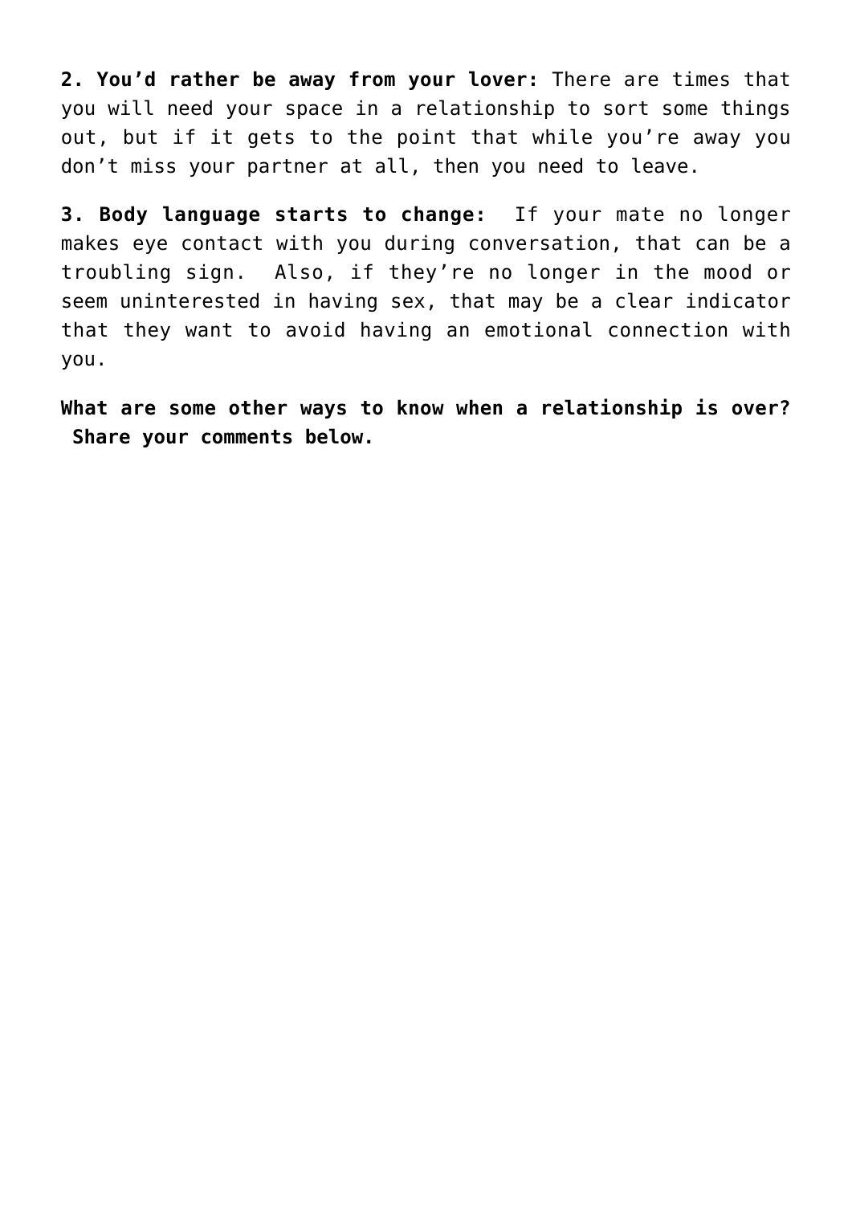**2. You'd rather be away from your lover:** There are times that you will need your space in a relationship to sort some things out, but if it gets to the point that while you're away you don't miss your partner at all, then you need to leave.

**3. Body language starts to change:** If your mate no longer makes eye contact with you during conversation, that can be a troubling sign. Also, if they're no longer in the mood or seem uninterested in having sex, that may be a clear indicator that they want to avoid having an emotional connection with you.

**What are some other ways to know when a relationship is over? Share your comments below.**